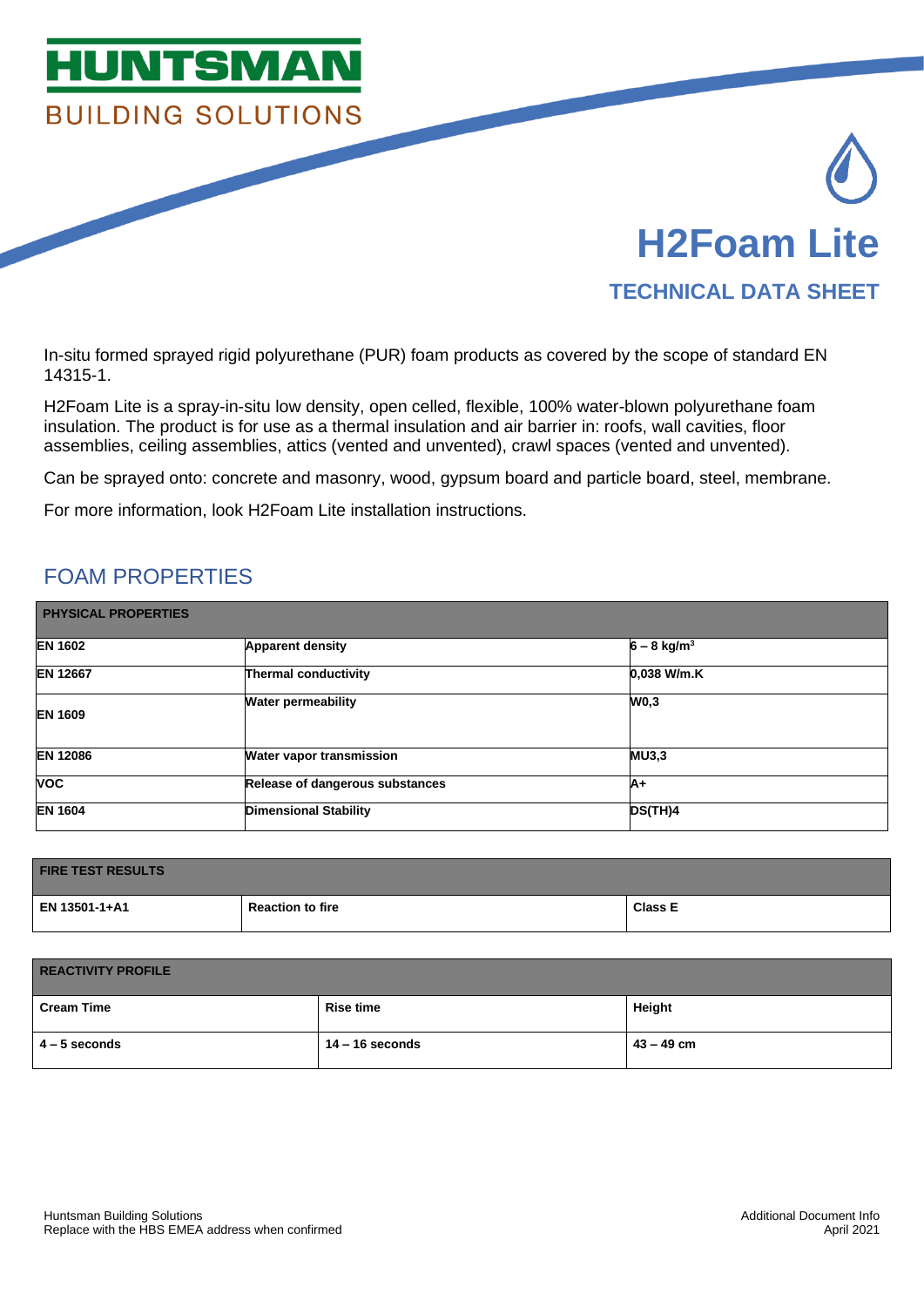HUNTSMAN

BUILDING SOLUTIONS

# H2Foam Lite

## TECHNICAL DATA SHEET

In-situ formed sprayed rigid polyurethane (PUR) foam products as covered by the scope of standard EN 14315-1.

H2Foam Lite is a spray-in-situ low density, open celled, flexible, 100% water-blown polyurethane foam insulation. The product is for use as a thermal insulation and air barrier in: roofs, wall cavities, floor assemblies, ceiling assemblies, attics (vented and unvented), crawl spaces (vented and unvented).

Can be sprayed onto: concrete and masonry, wood, gypsum board and particle board, steel, membrane.

For more information, look H2Foam Lite installation instructions.

## FOAM PROPERTIES

| PHYSICAL PROPERTIES | | |
|---|---|---|
| **EN 1602** | **Apparent density** | **6 – 8 kg/m³** |
| **EN 12667** | **Thermal conductivity** | **0,038 W/m.K** |
| **EN 1609** | **Water permeability** | **W0,3** |
| **EN 12086** | **Water vapor transmission** | **MU3,3** |
| **VOC** | **Release of dangerous substances** | **A+** |
| **EN 1604** | **Dimensional Stability** | **DS(TH)4** |

| FIRE TEST RESULTS | | |
|---|---|---|
| **EN 13501-1+A1** | **Reaction to fire** | **Class E** |

| REACTIVITY PROFILE | | |
|---|---|---|
| **Cream Time** | **Rise time** | **Height** |
| **4 – 5 seconds** | **14 – 16 seconds** | **43 – 49 cm** |

Huntsman Building Solutions
Replace with the HBS EMEA address when confirmed

Additional Document Info
April 2021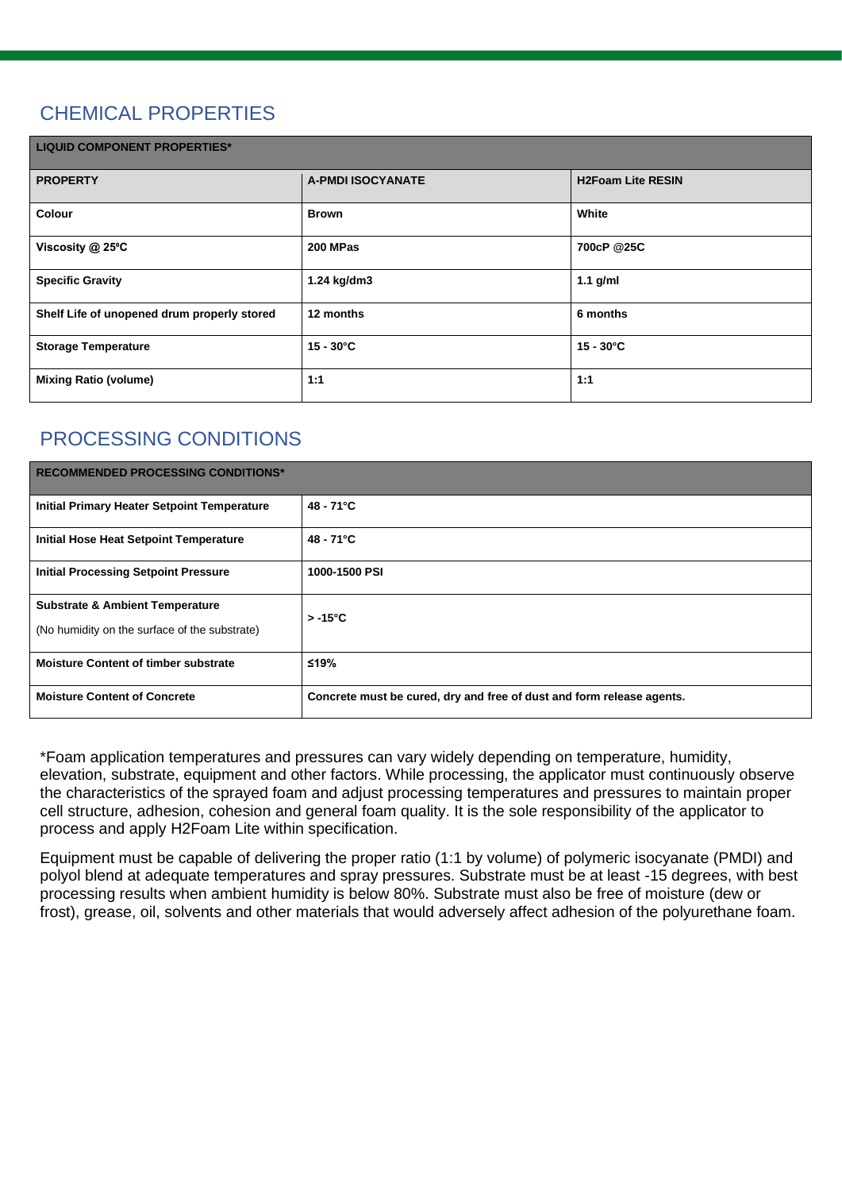## CHEMICAL PROPERTIES

| LIQUID COMPONENT PROPERTIES* | | |
|---|---|---|
| **PROPERTY** | **A-PMDI ISOCYANATE** | **H2Foam Lite RESIN** |
| **Colour** | **Brown** | **White** |
| **Viscosity @ 25ºC** | **200 MPas** | **700cP @25C** |
| **Specific Gravity** | **1.24 kg/dm3** | **1.1 g/ml** |
| **Shelf Life of unopened drum properly stored** | **12 months** | **6 months** |
| **Storage Temperature** | **15 - 30°C** | **15 - 30°C** |
| **Mixing Ratio (volume)** | **1:1** | **1:1** |

## PROCESSING CONDITIONS

| RECOMMENDED PROCESSING CONDITIONS* | |
|---|---|
| **Initial Primary Heater Setpoint Temperature** | **48 - 71°C** |
| **Initial Hose Heat Setpoint Temperature** | **48 - 71°C** |
| **Initial Processing Setpoint Pressure** | **1000-1500 PSI** |
| **Substrate & Ambient Temperature** (No humidity on the surface of the substrate) | **> -15°C** |
| **Moisture Content of timber substrate** | **≤19%** |
| **Moisture Content of Concrete** | **Concrete must be cured, dry and free of dust and form release agents.** |

*Foam application temperatures and pressures can vary widely depending on temperature, humidity, elevation, substrate, equipment and other factors. While processing, the applicator must continuously observe the characteristics of the sprayed foam and adjust processing temperatures and pressures to maintain proper cell structure, adhesion, cohesion and general foam quality. It is the sole responsibility of the applicator to process and apply H2Foam Lite within specification.

Equipment must be capable of delivering the proper ratio (1:1 by volume) of polymeric isocyanate (PMDI) and polyol blend at adequate temperatures and spray pressures. Substrate must be at least -15 degrees, with best processing results when ambient humidity is below 80%. Substrate must also be free of moisture (dew or frost), grease, oil, solvents and other materials that would adversely affect adhesion of the polyurethane foam.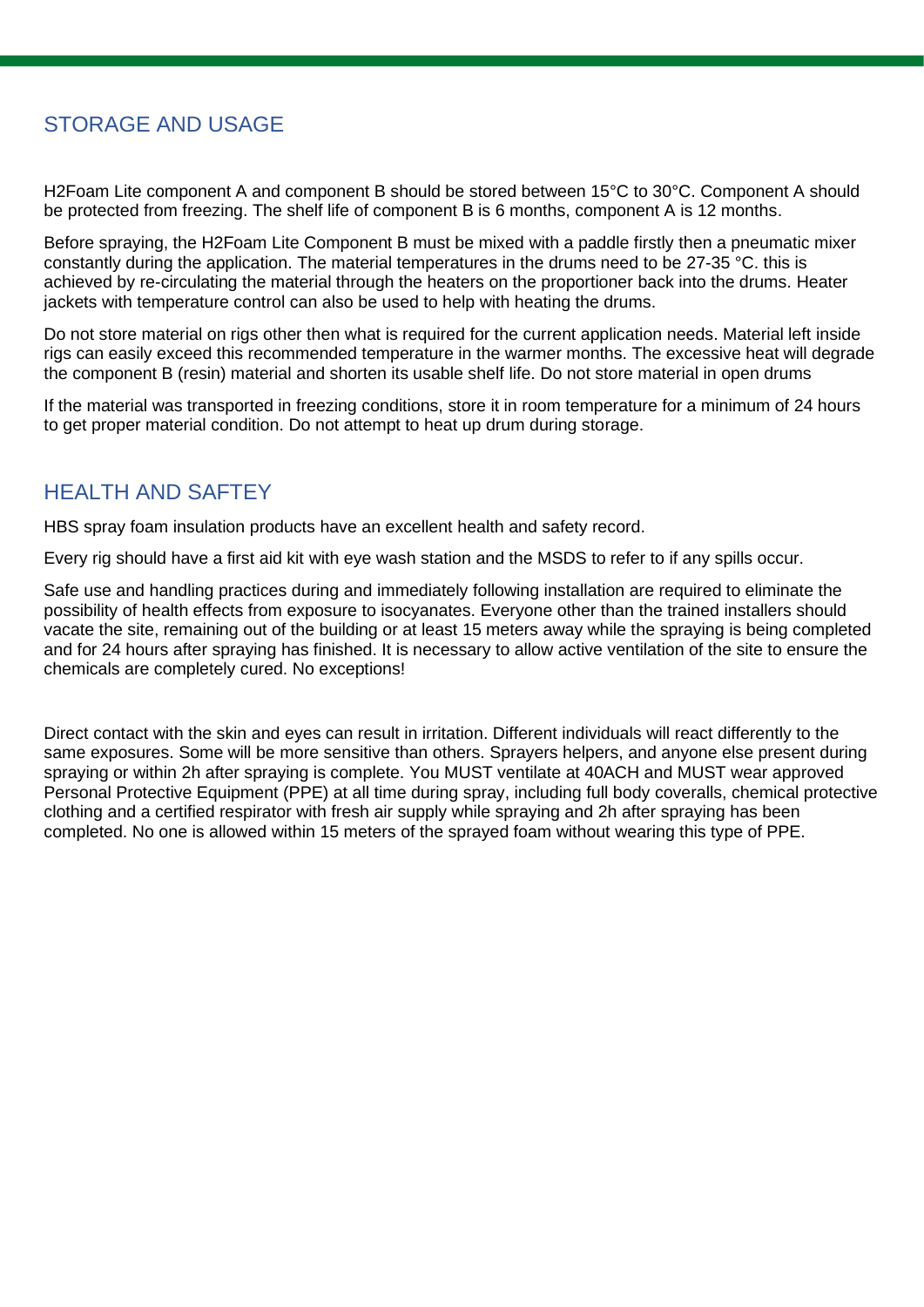## STORAGE AND USAGE

H2Foam Lite component A and component B should be stored between 15°C to 30°C. Component A should be protected from freezing. The shelf life of component B is 6 months, component A is 12 months.

Before spraying, the H2Foam Lite Component B must be mixed with a paddle firstly then a pneumatic mixer constantly during the application. The material temperatures in the drums need to be 27-35 °C. this is achieved by re-circulating the material through the heaters on the proportioner back into the drums. Heater jackets with temperature control can also be used to help with heating the drums.

Do not store material on rigs other then what is required for the current application needs. Material left inside rigs can easily exceed this recommended temperature in the warmer months. The excessive heat will degrade the component B (resin) material and shorten its usable shelf life. Do not store material in open drums

If the material was transported in freezing conditions, store it in room temperature for a minimum of 24 hours to get proper material condition. Do not attempt to heat up drum during storage.

## HEALTH AND SAFTEY

HBS spray foam insulation products have an excellent health and safety record.

Every rig should have a first aid kit with eye wash station and the MSDS to refer to if any spills occur.

Safe use and handling practices during and immediately following installation are required to eliminate the possibility of health effects from exposure to isocyanates. Everyone other than the trained installers should vacate the site, remaining out of the building or at least 15 meters away while the spraying is being completed and for 24 hours after spraying has finished. It is necessary to allow active ventilation of the site to ensure the chemicals are completely cured. No exceptions!

Direct contact with the skin and eyes can result in irritation. Different individuals will react differently to the same exposures. Some will be more sensitive than others. Sprayers helpers, and anyone else present during spraying or within 2h after spraying is complete. You MUST ventilate at 40ACH and MUST wear approved Personal Protective Equipment (PPE) at all time during spray, including full body coveralls, chemical protective clothing and a certified respirator with fresh air supply while spraying and 2h after spraying has been completed. No one is allowed within 15 meters of the sprayed foam without wearing this type of PPE.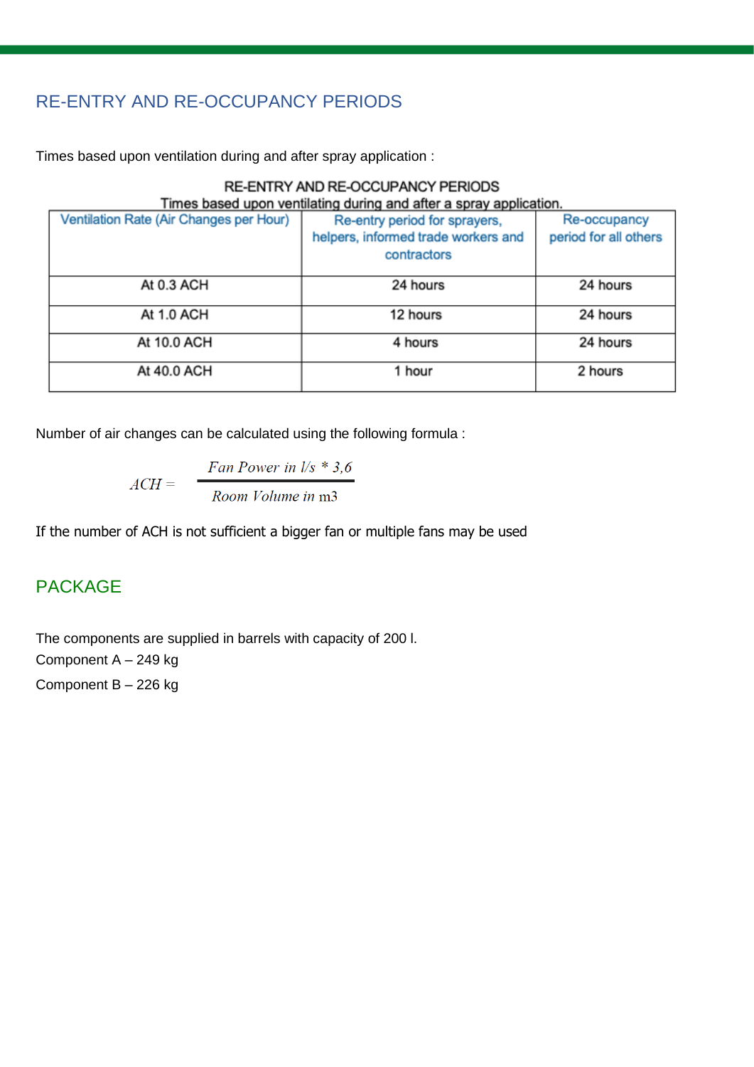## RE-ENTRY AND RE-OCCUPANCY PERIODS

Times based upon ventilation during and after spray application :

RE-ENTRY AND RE-OCCUPANCY PERIODS
Times based upon ventilating during and after a spray application.

| Ventilation Rate (Air Changes per Hour) | Re-entry period for sprayers, helpers, informed trade workers and contractors | Re-occupancy period for all others |
|---|---|---|
| At 0.3 ACH | 24 hours | 24 hours |
| At 1.0 ACH | 12 hours | 24 hours |
| At 10.0 ACH | 4 hours | 24 hours |
| At 40.0 ACH | 1 hour | 2 hours |

Number of air changes can be calculated using the following formula :

$$ACH = \frac{\text{Fan Power in l/s} * 3{,}6}{\text{Room Volume in m3}}$$

If the number of ACH is not sufficient a bigger fan or multiple fans may be used

## PACKAGE

The components are supplied in barrels with capacity of 200 l.

Component A – 249 kg

Component B – 226 kg